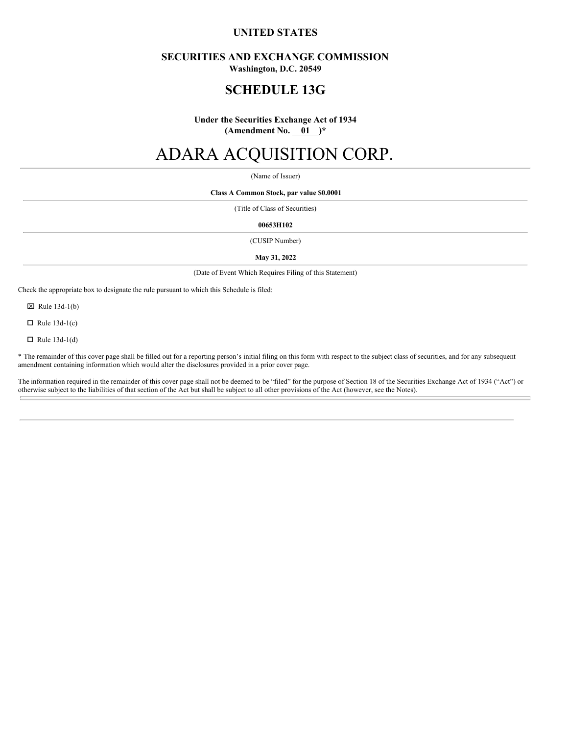**UNITED STATES**

**SECURITIES AND EXCHANGE COMMISSION**
**Washington, D.C. 20549**

# SCHEDULE 13G

**Under the Securities Exchange Act of 1934**
**(Amendment No. 01 )***

# ADARA ACQUISITION CORP.

(Name of Issuer)

**Class A Common Stock, par value $0.0001**

(Title of Class of Securities)

**00653H102**

(CUSIP Number)

**May 31, 2022**

(Date of Event Which Requires Filing of this Statement)

Check the appropriate box to designate the rule pursuant to which this Schedule is filed:

☒ Rule 13d-1(b)

☐ Rule 13d-1(c)

☐ Rule 13d-1(d)

* The remainder of this cover page shall be filled out for a reporting person's initial filing on this form with respect to the subject class of securities, and for any subsequent amendment containing information which would alter the disclosures provided in a prior cover page.

The information required in the remainder of this cover page shall not be deemed to be "filed" for the purpose of Section 18 of the Securities Exchange Act of 1934 ("Act") or otherwise subject to the liabilities of that section of the Act but shall be subject to all other provisions of the Act (however, see the Notes).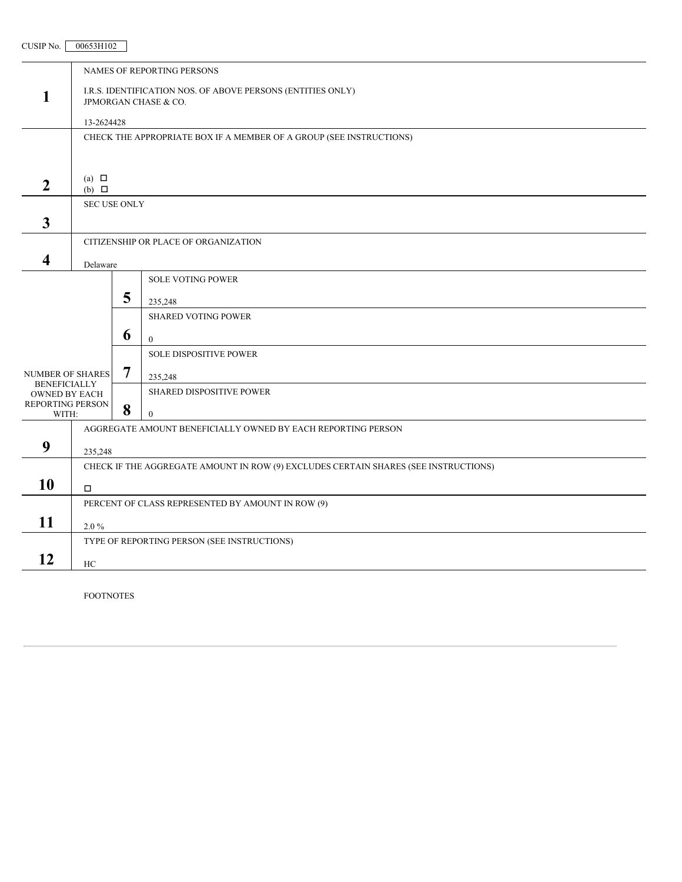CUSIP No. 00653H102

| | |
|---|---|
| **1** | NAMES OF REPORTING PERSONS<br><br>I.R.S. IDENTIFICATION NOS. OF ABOVE PERSONS (ENTITIES ONLY)<br>JPMORGAN CHASE & CO.<br><br>13-2624428 |
| **2** | CHECK THE APPROPRIATE BOX IF A MEMBER OF A GROUP (SEE INSTRUCTIONS)<br><br>(a) ☐<br>(b) ☐ |
| **3** | SEC USE ONLY |
| **4** | CITIZENSHIP OR PLACE OF ORGANIZATION<br><br>Delaware |

| NUMBER OF SHARES BENEFICIALLY OWNED BY EACH REPORTING PERSON WITH: | | |
|---|---|---|
| | **5** | SOLE VOTING POWER<br><br>235,248 |
| | **6** | SHARED VOTING POWER<br><br>0 |
| | **7** | SOLE DISPOSITIVE POWER<br><br>235,248 |
| | **8** | SHARED DISPOSITIVE POWER<br><br>0 |

| | |
|---|---|
| **9** | AGGREGATE AMOUNT BENEFICIALLY OWNED BY EACH REPORTING PERSON<br><br>235,248 |
| **10** | CHECK IF THE AGGREGATE AMOUNT IN ROW (9) EXCLUDES CERTAIN SHARES (SEE INSTRUCTIONS)<br><br>☐ |
| **11** | PERCENT OF CLASS REPRESENTED BY AMOUNT IN ROW (9)<br><br>2.0 % |
| **12** | TYPE OF REPORTING PERSON (SEE INSTRUCTIONS)<br><br>HC |

FOOTNOTES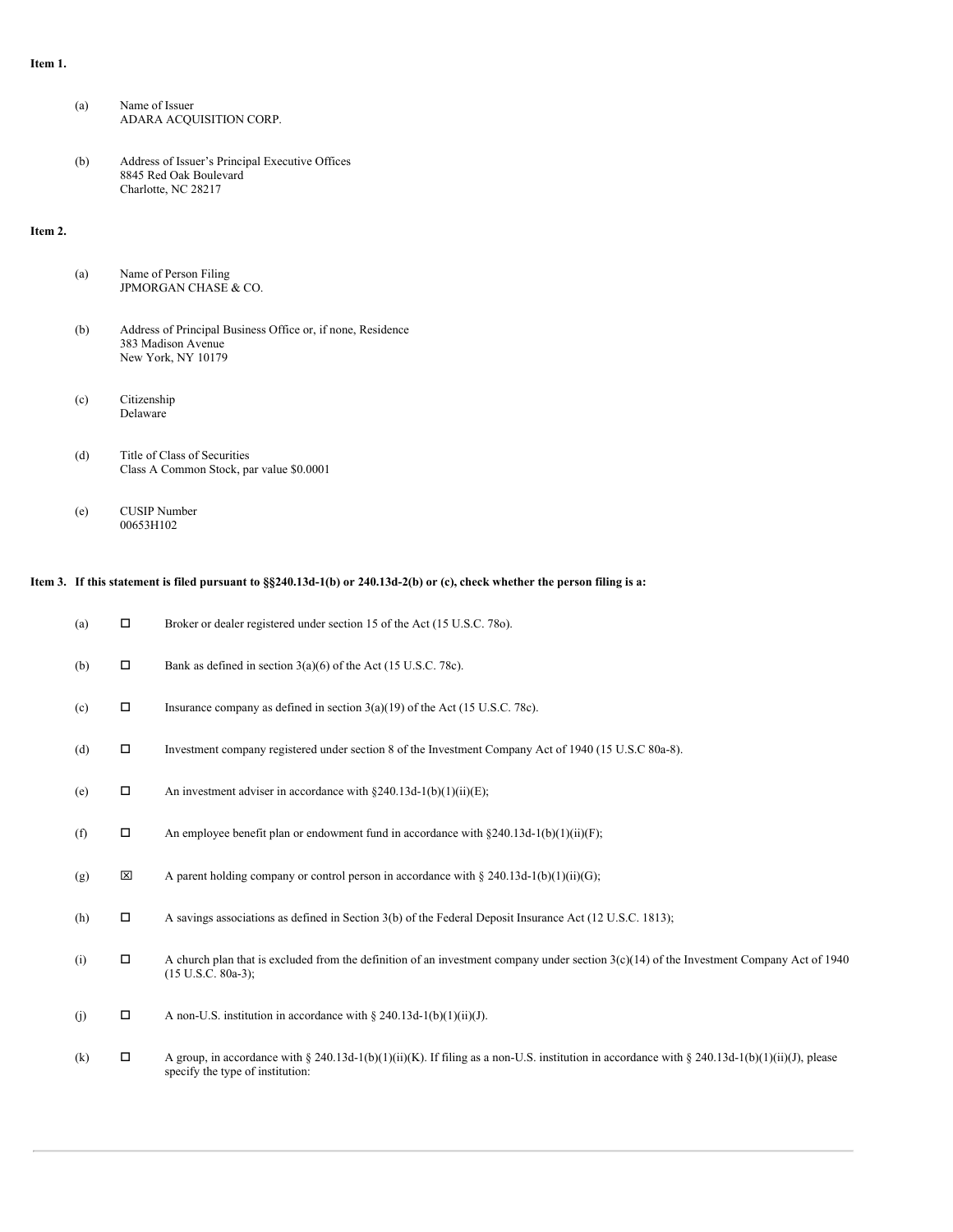**Item 1.**

(a) Name of Issuer
ADARA ACQUISITION CORP.

(b) Address of Issuer's Principal Executive Offices
8845 Red Oak Boulevard
Charlotte, NC 28217

**Item 2.**

(a) Name of Person Filing
JPMORGAN CHASE & CO.

(b) Address of Principal Business Office or, if none, Residence
383 Madison Avenue
New York, NY 10179

(c) Citizenship
Delaware

(d) Title of Class of Securities
Class A Common Stock, par value $0.0001

(e) CUSIP Number
00653H102

**Item 3. If this statement is filed pursuant to §§240.13d-1(b) or 240.13d-2(b) or (c), check whether the person filing is a:**

(a) ☐ Broker or dealer registered under section 15 of the Act (15 U.S.C. 78o).

(b) ☐ Bank as defined in section 3(a)(6) of the Act (15 U.S.C. 78c).

(c) ☐ Insurance company as defined in section 3(a)(19) of the Act (15 U.S.C. 78c).

(d) ☐ Investment company registered under section 8 of the Investment Company Act of 1940 (15 U.S.C 80a-8).

(e) ☐ An investment adviser in accordance with §240.13d-1(b)(1)(ii)(E);

(f) ☐ An employee benefit plan or endowment fund in accordance with §240.13d-1(b)(1)(ii)(F);

(g) ☒ A parent holding company or control person in accordance with § 240.13d-1(b)(1)(ii)(G);

(h) ☐ A savings associations as defined in Section 3(b) of the Federal Deposit Insurance Act (12 U.S.C. 1813);

(i) ☐ A church plan that is excluded from the definition of an investment company under section 3(c)(14) of the Investment Company Act of 1940 (15 U.S.C. 80a-3);

(j) ☐ A non-U.S. institution in accordance with § 240.13d-1(b)(1)(ii)(J).

(k) ☐ A group, in accordance with § 240.13d-1(b)(1)(ii)(K). If filing as a non-U.S. institution in accordance with § 240.13d-1(b)(1)(ii)(J), please specify the type of institution: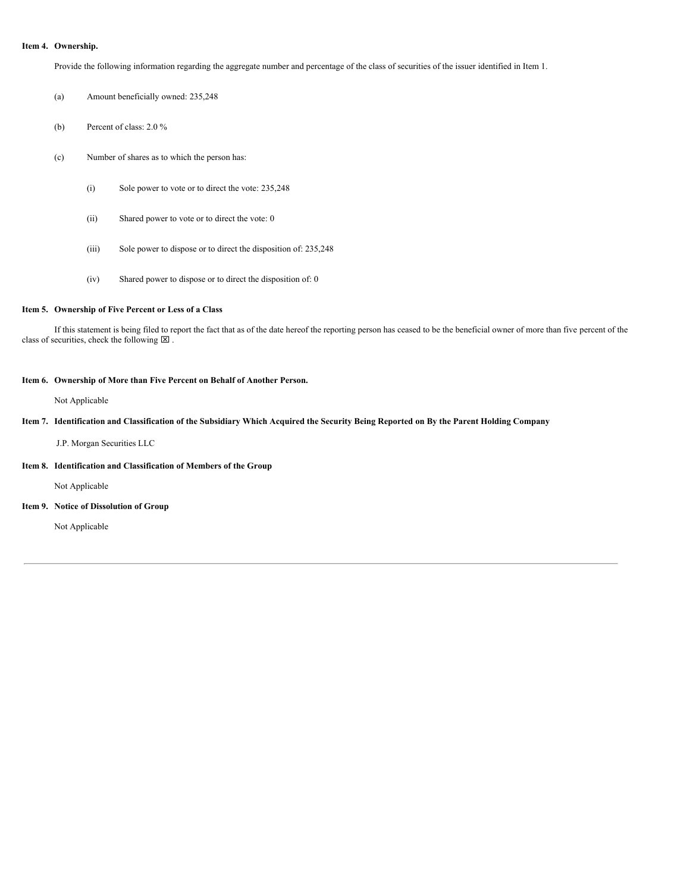**Item 4. Ownership.**

Provide the following information regarding the aggregate number and percentage of the class of securities of the issuer identified in Item 1.

(a) Amount beneficially owned: 235,248

(b) Percent of class: 2.0 %

(c) Number of shares as to which the person has:

(i) Sole power to vote or to direct the vote: 235,248

(ii) Shared power to vote or to direct the vote: 0

(iii) Sole power to dispose or to direct the disposition of: 235,248

(iv) Shared power to dispose or to direct the disposition of: 0

**Item 5. Ownership of Five Percent or Less of a Class**

If this statement is being filed to report the fact that as of the date hereof the reporting person has ceased to be the beneficial owner of more than five percent of the class of securities, check the following ☒ .

**Item 6. Ownership of More than Five Percent on Behalf of Another Person.**

Not Applicable

**Item 7. Identification and Classification of the Subsidiary Which Acquired the Security Being Reported on By the Parent Holding Company**

J.P. Morgan Securities LLC

**Item 8. Identification and Classification of Members of the Group**

Not Applicable

**Item 9. Notice of Dissolution of Group**

Not Applicable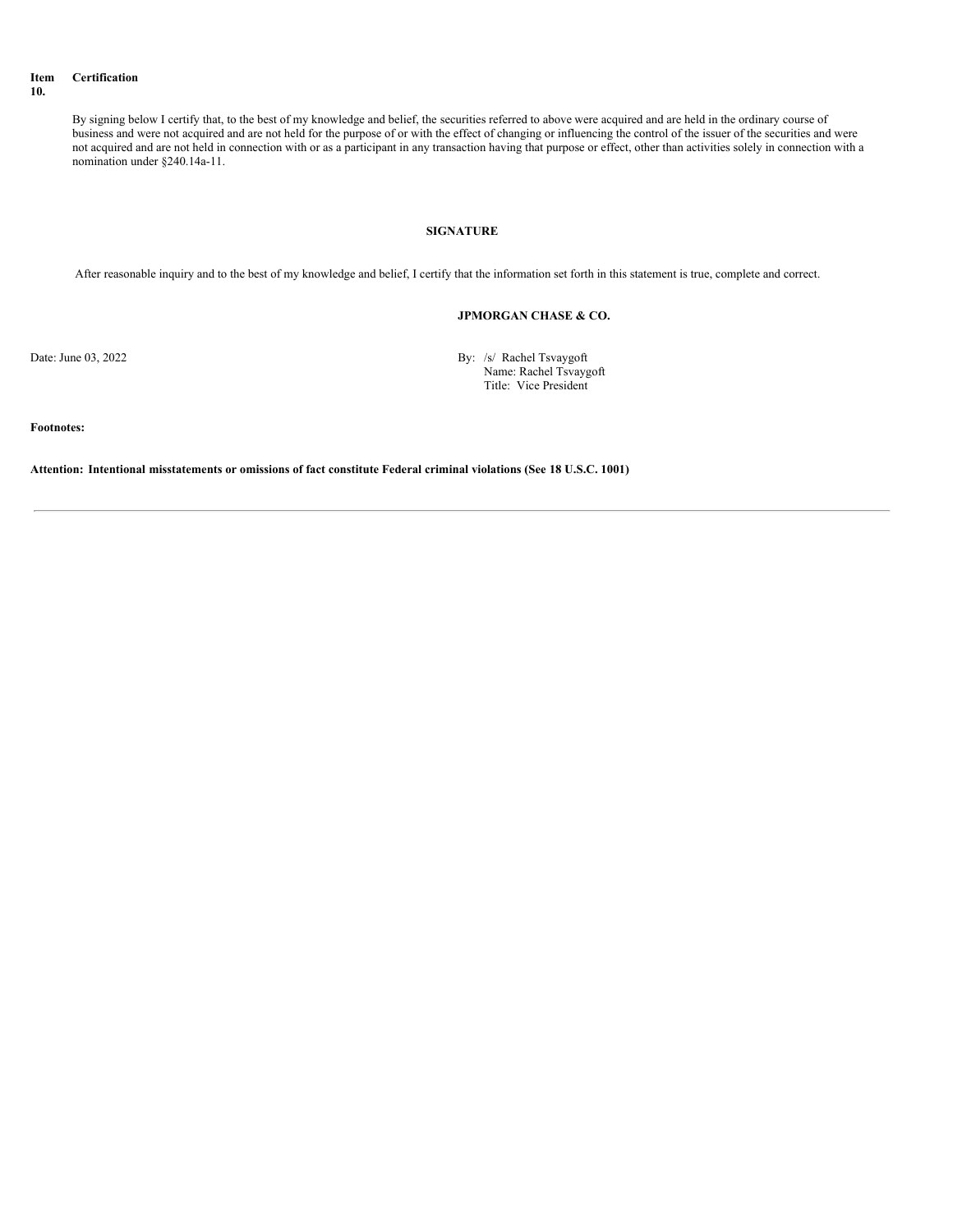**Item 10. Certification**

By signing below I certify that, to the best of my knowledge and belief, the securities referred to above were acquired and are held in the ordinary course of business and were not acquired and are not held for the purpose of or with the effect of changing or influencing the control of the issuer of the securities and were not acquired and are not held in connection with or as a participant in any transaction having that purpose or effect, other than activities solely in connection with a nomination under §240.14a-11.

**SIGNATURE**

After reasonable inquiry and to the best of my knowledge and belief, I certify that the information set forth in this statement is true, complete and correct.

**JPMORGAN CHASE & CO.**

Date: June 03, 2022

By: /s/ Rachel Tsvaygoft
Name: Rachel Tsvaygoft
Title: Vice President

**Footnotes:**

**Attention: Intentional misstatements or omissions of fact constitute Federal criminal violations (See 18 U.S.C. 1001)**